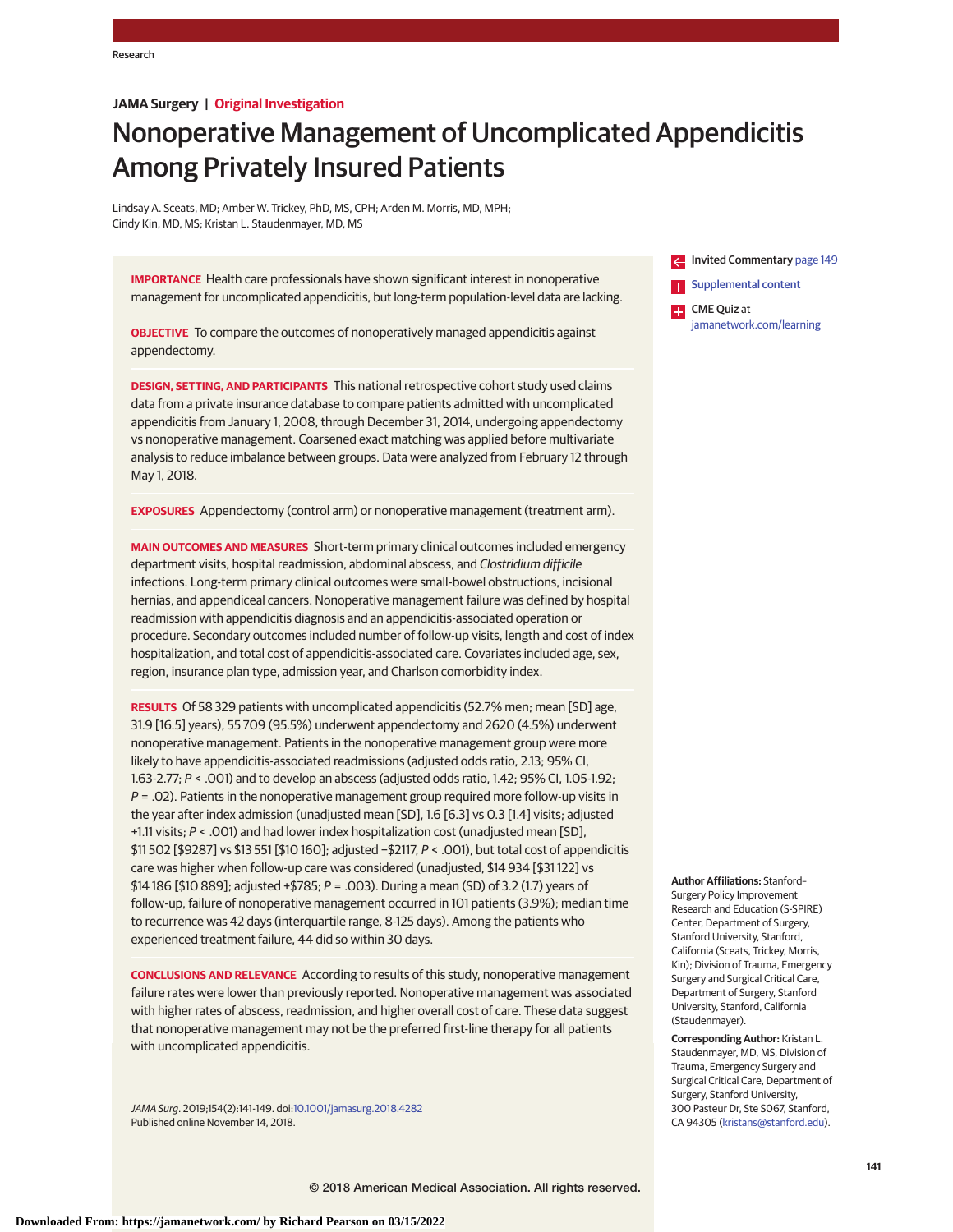JAMA Surgery | Original Investigation

# Nonoperative Management of Uncomplicated Appendicitis Among Privately Insured Patients

Lindsay A. Sceats, MD; Amber W. Trickey, PhD, MS, CPH; Arden M. Morris, MD, MPH; Cindy Kin, MD, MS; Kristan L. Staudenmayer, MD, MS

Invited Commentary page 149

Supplemental content

CME Quiz at jamanetwork.com/learning

**IMPORTANCE** Health care professionals have shown significant interest in nonoperative management for uncomplicated appendicitis, but long-term population-level data are lacking.

**OBJECTIVE** To compare the outcomes of nonoperatively managed appendicitis against appendectomy.

**DESIGN, SETTING, AND PARTICIPANTS** This national retrospective cohort study used claims data from a private insurance database to compare patients admitted with uncomplicated appendicitis from January 1, 2008, through December 31, 2014, undergoing appendectomy vs nonoperative management. Coarsened exact matching was applied before multivariate analysis to reduce imbalance between groups. Data were analyzed from February 12 through May 1, 2018.

**EXPOSURES** Appendectomy (control arm) or nonoperative management (treatment arm).

**MAIN OUTCOMES AND MEASURES** Short-term primary clinical outcomes included emergency department visits, hospital readmission, abdominal abscess, and *Clostridium difficile* infections. Long-term primary clinical outcomes were small-bowel obstructions, incisional hernias, and appendiceal cancers. Nonoperative management failure was defined by hospital readmission with appendicitis diagnosis and an appendicitis-associated operation or procedure. Secondary outcomes included number of follow-up visits, length and cost of index hospitalization, and total cost of appendicitis-associated care. Covariates included age, sex, region, insurance plan type, admission year, and Charlson comorbidity index.

**RESULTS** Of 58 329 patients with uncomplicated appendicitis (52.7% men; mean [SD] age, 31.9 [16.5] years), 55 709 (95.5%) underwent appendectomy and 2620 (4.5%) underwent nonoperative management. Patients in the nonoperative management group were more likely to have appendicitis-associated readmissions (adjusted odds ratio, 2.13; 95% CI, 1.63-2.77; $P < .001$) and to develop an abscess (adjusted odds ratio, 1.42; 95% CI, 1.05-1.92; $P = .02$). Patients in the nonoperative management group required more follow-up visits in the year after index admission (unadjusted mean [SD], 1.6 [6.3] vs 0.3 [1.4] visits; adjusted +1.11 visits; $P < .001$) and had lower index hospitalization cost (unadjusted mean [SD], \$11 502 [\$9287] vs \$13 551 [\$10 160]; adjusted −\$2117, $P < .001$), but total cost of appendicitis care was higher when follow-up care was considered (unadjusted, \$14 934 [\$31 122] vs \$14 186 [\$10 889]; adjusted +\$785; $P = .003$). During a mean (SD) of 3.2 (1.7) years of follow-up, failure of nonoperative management occurred in 101 patients (3.9%); median time to recurrence was 42 days (interquartile range, 8-125 days). Among the patients who experienced treatment failure, 44 did so within 30 days.

**CONCLUSIONS AND RELEVANCE** According to results of this study, nonoperative management failure rates were lower than previously reported. Nonoperative management was associated with higher rates of abscess, readmission, and higher overall cost of care. These data suggest that nonoperative management may not be the preferred first-line therapy for all patients with uncomplicated appendicitis.

*JAMA Surg*. 2019;154(2):141-149. doi:10.1001/jamasurg.2018.4282
Published online November 14, 2018.

**Author Affiliations:** Stanford–Surgery Policy Improvement Research and Education (S-SPIRE) Center, Department of Surgery, Stanford University, Stanford, California (Sceats, Trickey, Morris, Kin); Division of Trauma, Emergency Surgery and Surgical Critical Care, Department of Surgery, Stanford University, Stanford, California (Staudenmayer).

**Corresponding Author:** Kristan L. Staudenmayer, MD, MS, Division of Trauma, Emergency Surgery and Surgical Critical Care, Department of Surgery, Stanford University, 300 Pasteur Dr, Ste S067, Stanford, CA 94305 (kristans@stanford.edu).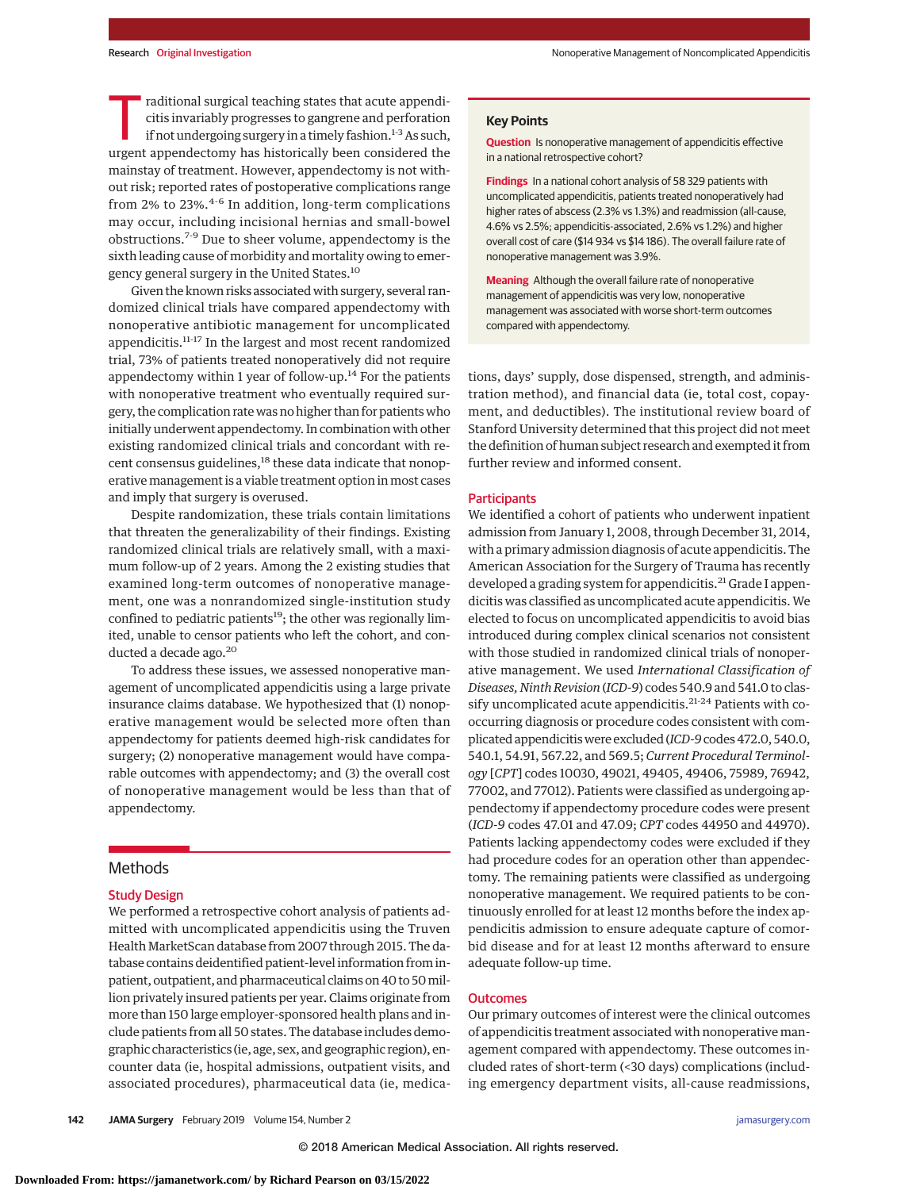Traditional surgical teaching states that acute appendicitis invariably progresses to gangrene and perforation if not undergoing surgery in a timely fashion.[1-3] As such, urgent appendectomy has historically been considered the mainstay of treatment. However, appendectomy is not without risk; reported rates of postoperative complications range from 2% to 23%.[4-6] In addition, long-term complications may occur, including incisional hernias and small-bowel obstructions.[7-9] Due to sheer volume, appendectomy is the sixth leading cause of morbidity and mortality owing to emergency general surgery in the United States.[10]

Given the known risks associated with surgery, several randomized clinical trials have compared appendectomy with nonoperative antibiotic management for uncomplicated appendicitis.[11-17] In the largest and most recent randomized trial, 73% of patients treated nonoperatively did not require appendectomy within 1 year of follow-up.[14] For the patients with nonoperative treatment who eventually required surgery, the complication rate was no higher than for patients who initially underwent appendectomy. In combination with other existing randomized clinical trials and concordant with recent consensus guidelines,[18] these data indicate that nonoperative management is a viable treatment option in most cases and imply that surgery is overused.

Despite randomization, these trials contain limitations that threaten the generalizability of their findings. Existing randomized clinical trials are relatively small, with a maximum follow-up of 2 years. Among the 2 existing studies that examined long-term outcomes of nonoperative management, one was a nonrandomized single-institution study confined to pediatric patients[19]; the other was regionally limited, unable to censor patients who left the cohort, and conducted a decade ago.[20]

To address these issues, we assessed nonoperative management of uncomplicated appendicitis using a large private insurance claims database. We hypothesized that (1) nonoperative management would be selected more often than appendectomy for patients deemed high-risk candidates for surgery; (2) nonoperative management would have comparable outcomes with appendectomy; and (3) the overall cost of nonoperative management would be less than that of appendectomy.

> **Key Points**
>
> **Question** Is nonoperative management of appendicitis effective in a national retrospective cohort?
>
> **Findings** In a national cohort analysis of 58 329 patients with uncomplicated appendicitis, patients treated nonoperatively had higher rates of abscess (2.3% vs 1.3%) and readmission (all-cause, 4.6% vs 2.5%; appendicitis-associated, 2.6% vs 1.2%) and higher overall cost of care ($14 934 vs $14 186). The overall failure rate of nonoperative management was 3.9%.
>
> **Meaning** Although the overall failure rate of nonoperative management of appendicitis was very low, nonoperative management was associated with worse short-term outcomes compared with appendectomy.

## Methods

### Study Design

We performed a retrospective cohort analysis of patients admitted with uncomplicated appendicitis using the Truven Health MarketScan database from 2007 through 2015. The database contains deidentified patient-level information from inpatient, outpatient, and pharmaceutical claims on 40 to 50 million privately insured patients per year. Claims originate from more than 150 large employer-sponsored health plans and include patients from all 50 states. The database includes demographic characteristics (ie, age, sex, and geographic region), encounter data (ie, hospital admissions, outpatient visits, and associated procedures), pharmaceutical data (ie, medications, days' supply, dose dispensed, strength, and administration method), and financial data (ie, total cost, copayment, and deductibles). The institutional review board of Stanford University determined that this project did not meet the definition of human subject research and exempted it from further review and informed consent.

### Participants

We identified a cohort of patients who underwent inpatient admission from January 1, 2008, through December 31, 2014, with a primary admission diagnosis of acute appendicitis. The American Association for the Surgery of Trauma has recently developed a grading system for appendicitis.[21] Grade I appendicitis was classified as uncomplicated acute appendicitis. We elected to focus on uncomplicated appendicitis to avoid bias introduced during complex clinical scenarios not consistent with those studied in randomized clinical trials of nonoperative management. We used *International Classification of Diseases, Ninth Revision* (*ICD-9*) codes 540.9 and 541.0 to classify uncomplicated acute appendicitis.[21-24] Patients with co-occurring diagnosis or procedure codes consistent with complicated appendicitis were excluded (*ICD-9* codes 472.0, 540.0, 540.1, 54.91, 567.22, and 569.5; *Current Procedural Terminology* [*CPT*] codes 10030, 49021, 49405, 49406, 75989, 76942, 77002, and 77012). Patients were classified as undergoing appendectomy if appendectomy procedure codes were present (*ICD-9* codes 47.01 and 47.09; *CPT* codes 44950 and 44970). Patients lacking appendectomy codes were excluded if they had procedure codes for an operation other than appendectomy. The remaining patients were classified as undergoing nonoperative management. We required patients to be continuously enrolled for at least 12 months before the index appendicitis admission to ensure adequate capture of comorbid disease and for at least 12 months afterward to ensure adequate follow-up time.

### Outcomes

Our primary outcomes of interest were the clinical outcomes of appendicitis treatment associated with nonoperative management compared with appendectomy. These outcomes included rates of short-term (<30 days) complications (including emergency department visits, all-cause readmissions,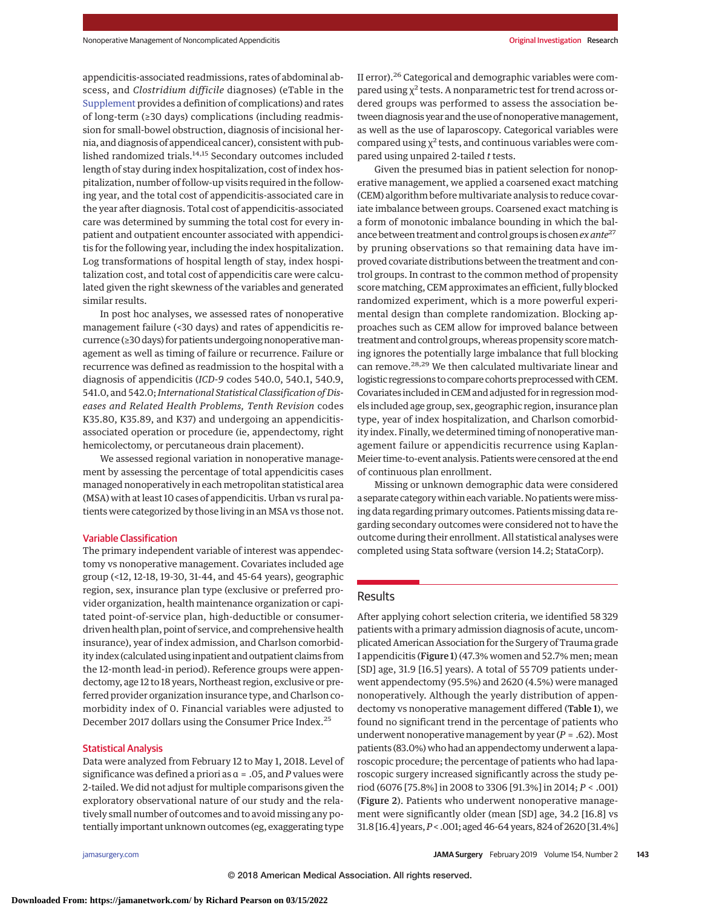appendicitis-associated readmissions, rates of abdominal abscess, and *Clostridium difficile* diagnoses) (eTable in the Supplement provides a definition of complications) and rates of long-term (≥30 days) complications (including readmission for small-bowel obstruction, diagnosis of incisional hernia, and diagnosis of appendiceal cancer), consistent with published randomized trials.[14,15] Secondary outcomes included length of stay during index hospitalization, cost of index hospitalization, number of follow-up visits required in the following year, and the total cost of appendicitis-associated care in the year after diagnosis. Total cost of appendicitis-associated care was determined by summing the total cost for every inpatient and outpatient encounter associated with appendicitis for the following year, including the index hospitalization. Log transformations of hospital length of stay, index hospitalization cost, and total cost of appendicitis care were calculated given the right skewness of the variables and generated similar results.

In post hoc analyses, we assessed rates of nonoperative management failure (<30 days) and rates of appendicitis recurrence (≥30 days) for patients undergoing nonoperative management as well as timing of failure or recurrence. Failure or recurrence was defined as readmission to the hospital with a diagnosis of appendicitis (*ICD-9* codes 540.0, 540.1, 540.9, 541.0, and 542.0; *International Statistical Classification of Diseases and Related Health Problems, Tenth Revision* codes K35.80, K35.89, and K37) and undergoing an appendicitis-associated operation or procedure (ie, appendectomy, right hemicolectomy, or percutaneous drain placement).

We assessed regional variation in nonoperative management by assessing the percentage of total appendicitis cases managed nonoperatively in each metropolitan statistical area (MSA) with at least 10 cases of appendicitis. Urban vs rural patients were categorized by those living in an MSA vs those not.

## Variable Classification

The primary independent variable of interest was appendectomy vs nonoperative management. Covariates included age group (<12, 12-18, 19-30, 31-44, and 45-64 years), geographic region, sex, insurance plan type (exclusive or preferred provider organization, health maintenance organization or capitated point-of-service plan, high-deductible or consumer-driven health plan, point of service, and comprehensive health insurance), year of index admission, and Charlson comorbidity index (calculated using inpatient and outpatient claims from the 12-month lead-in period). Reference groups were appendectomy, age 12 to 18 years, Northeast region, exclusive or preferred provider organization insurance type, and Charlson comorbidity index of 0. Financial variables were adjusted to December 2017 dollars using the Consumer Price Index.[25]

## Statistical Analysis

Data were analyzed from February 12 to May 1, 2018. Level of significance was defined a priori as $\alpha = .05$, and *P* values were 2-tailed. We did not adjust for multiple comparisons given the exploratory observational nature of our study and the relatively small number of outcomes and to avoid missing any potentially important unknown outcomes (eg, exaggerating type II error).[26] Categorical and demographic variables were compared using $\chi^2$ tests. A nonparametric test for trend across ordered groups was performed to assess the association between diagnosis year and the use of nonoperative management, as well as the use of laparoscopy. Categorical variables were compared using $\chi^2$ tests, and continuous variables were compared using unpaired 2-tailed *t* tests.

Given the presumed bias in patient selection for nonoperative management, we applied a coarsened exact matching (CEM) algorithm before multivariate analysis to reduce covariate imbalance between groups. Coarsened exact matching is a form of monotonic imbalance bounding in which the balance between treatment and control groups is chosen *ex ante*[27] by pruning observations so that remaining data have improved covariate distributions between the treatment and control groups. In contrast to the common method of propensity score matching, CEM approximates an efficient, fully blocked randomized experiment, which is a more powerful experimental design than complete randomization. Blocking approaches such as CEM allow for improved balance between treatment and control groups, whereas propensity score matching ignores the potentially large imbalance that full blocking can remove.[28,29] We then calculated multivariate linear and logistic regressions to compare cohorts preprocessed with CEM. Covariates included in CEM and adjusted for in regression models included age group, sex, geographic region, insurance plan type, year of index hospitalization, and Charlson comorbidity index. Finally, we determined timing of nonoperative management failure or appendicitis recurrence using Kaplan-Meier time-to-event analysis. Patients were censored at the end of continuous plan enrollment.

Missing or unknown demographic data were considered a separate category within each variable. No patients were missing data regarding primary outcomes. Patients missing data regarding secondary outcomes were considered not to have the outcome during their enrollment. All statistical analyses were completed using Stata software (version 14.2; StataCorp).

## Results

After applying cohort selection criteria, we identified 58 329 patients with a primary admission diagnosis of acute, uncomplicated American Association for the Surgery of Trauma grade I appendicitis (Figure 1) (47.3% women and 52.7% men; mean [SD] age, 31.9 [16.5] years). A total of 55 709 patients underwent appendectomy (95.5%) and 2620 (4.5%) were managed nonoperatively. Although the yearly distribution of appendectomy vs nonoperative management differed (Table 1), we found no significant trend in the percentage of patients who underwent nonoperative management by year (*P* = .62). Most patients (83.0%) who had an appendectomy underwent a laparoscopic procedure; the percentage of patients who had laparoscopic surgery increased significantly across the study period (6076 [75.8%] in 2008 to 3306 [91.3%] in 2014; *P* < .001) (Figure 2). Patients who underwent nonoperative management were significantly older (mean [SD] age, 34.2 [16.8] vs 31.8 [16.4] years, *P* < .001; aged 46-64 years, 824 of 2620 [31.4%]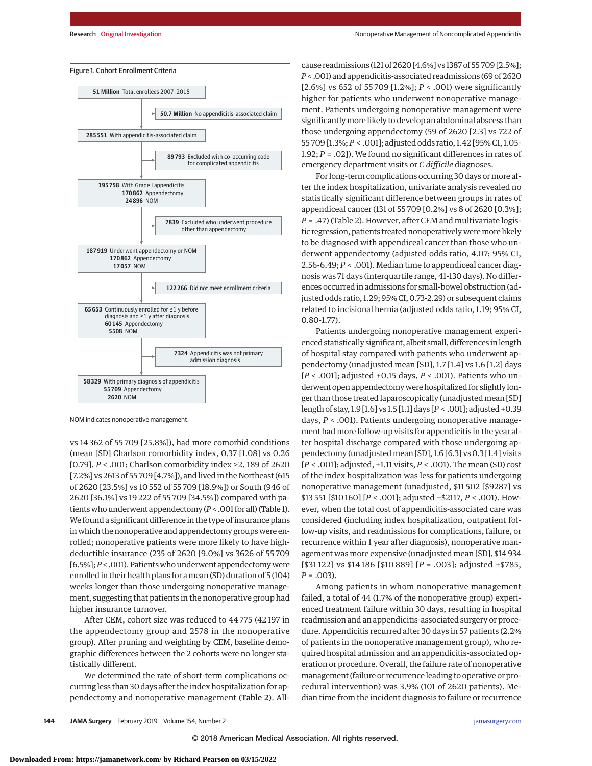Figure 1. Cohort Enrollment Criteria

**51 Million** Total enrollees 2007-2015

→ **50.7 Million** No appendicitis-associated claim

**285 551** With appendicitis-associated claim

→ **89 793** Excluded with co-occurring code for complicated appendicitis

**195 758** With Grade I appendicitis
**170 862** Appendectomy
**24 896** NOM

→ **7839** Excluded who underwent procedure other than appendectomy

**187 919** Underwent appendectomy or NOM
**170 862** Appendectomy
**17 057** NOM

→ **122 266** Did not meet enrollment criteria

**65 653** Continuously enrolled for ≥1 y before diagnosis and ≥1 y after diagnosis
**60 145** Appendectomy
**5508** NOM

→ **7324** Appendicitis was not primary admission diagnosis

**58 329** With primary diagnosis of appendicitis
**55 709** Appendectomy
**2620** NOM

NOM indicates nonoperative management.

vs 14 362 of 55 709 [25.8%]), had more comorbid conditions (mean [SD] Charlson comorbidity index, 0.37 [1.08] vs 0.26 [0.79], *P* < .001; Charlson comorbidity index ≥2, 189 of 2620 [7.2%] vs 2613 of 55 709 [4.7%]), and lived in the Northeast (615 of 2620 [23.5%] vs 10 552 of 55 709 [18.9%]) or South (946 of 2620 [36.1%] vs 19 222 of 55 709 [34.5%]) compared with patients who underwent appendectomy (*P* < .001 for all) (Table 1). We found a significant difference in the type of insurance plans in which the nonoperative and appendectomy groups were enrolled; nonoperative patients were more likely to have high-deductible insurance (235 of 2620 [9.0%] vs 3626 of 55 709 [6.5%]; *P* < .001). Patients who underwent appendectomy were enrolled in their health plans for a mean (SD) duration of 5 (104) weeks longer than those undergoing nonoperative management, suggesting that patients in the nonoperative group had higher insurance turnover.

After CEM, cohort size was reduced to 44 775 (42 197 in the appendectomy group and 2578 in the nonoperative group). After pruning and weighting by CEM, baseline demographic differences between the 2 cohorts were no longer statistically different.

We determined the rate of short-term complications occurring less than 30 days after the index hospitalization for appendectomy and nonoperative management (**Table 2**). All-cause readmissions (121 of 2620 [4.6%] vs 1387 of 55 709 [2.5%]; *P* < .001) and appendicitis-associated readmissions (69 of 2620 [2.6%] vs 652 of 55 709 [1.2%]; *P* < .001) were significantly higher for patients who underwent nonoperative management. Patients undergoing nonoperative management were significantly more likely to develop an abdominal abscess than those undergoing appendectomy (59 of 2620 [2.3] vs 722 of 55 709 [1.3%; *P* < .001]; adjusted odds ratio, 1.42 [95% CI, 1.05-1.92; *P* = .02]). We found no significant differences in rates of emergency department visits or *C difficile* diagnoses.

For long-term complications occurring 30 days or more after the index hospitalization, univariate analysis revealed no statistically significant difference between groups in rates of appendiceal cancer (131 of 55 709 [0.2%] vs 8 of 2620 [0.3%]; *P* = .47) (Table 2). However, after CEM and multivariate logistic regression, patients treated nonoperatively were more likely to be diagnosed with appendiceal cancer than those who underwent appendectomy (adjusted odds ratio, 4.07; 95% CI, 2.56-6.49; *P* < .001). Median time to appendiceal cancer diagnosis was 71 days (interquartile range, 41-130 days). No differences occurred in admissions for small-bowel obstruction (adjusted odds ratio, 1.29; 95% CI, 0.73-2.29) or subsequent claims related to incisional hernia (adjusted odds ratio, 1.19; 95% CI, 0.80-1.77).

Patients undergoing nonoperative management experienced statistically significant, albeit small, differences in length of hospital stay compared with patients who underwent appendectomy (unadjusted mean [SD], 1.7 [1.4] vs 1.6 [1.2] days [*P* < .001]; adjusted +0.15 days, *P* < .001). Patients who underwent open appendectomy were hospitalized for slightly longer than those treated laparoscopically (unadjusted mean [SD] length of stay, 1.9 [1.6] vs 1.5 [1.1] days [*P* < .001]; adjusted +0.39 days, *P* < .001). Patients undergoing nonoperative management had more follow-up visits for appendicitis in the year after hospital discharge compared with those undergoing appendectomy (unadjusted mean [SD], 1.6 [6.3] vs 0.3 [1.4] visits [*P* < .001]; adjusted, +1.11 visits, *P* < .001). The mean (SD) cost of the index hospitalization was less for patients undergoing nonoperative management (unadjusted, \$11 502 [\$9287] vs \$13 551 [\$10 160] [*P* < .001]; adjusted −\$2117, *P* < .001). However, when the total cost of appendicitis-associated care was considered (including index hospitalization, outpatient follow-up visits, and readmissions for complications, failure, or recurrence within 1 year after diagnosis), nonoperative management was more expensive (unadjusted mean [SD], \$14 934 [\$31 122] vs \$14 186 [\$10 889] [*P* = .003]; adjusted +\$785, *P* = .003).

Among patients in whom nonoperative management failed, a total of 44 (1.7% of the nonoperative group) experienced treatment failure within 30 days, resulting in hospital readmission and an appendicitis-associated surgery or procedure. Appendicitis recurred after 30 days in 57 patients (2.2% of patients in the nonoperative management group), who required hospital admission and an appendicitis-associated operation or procedure. Overall, the failure rate of nonoperative management (failure or recurrence leading to operative or procedural intervention) was 3.9% (101 of 2620 patients). Median time from the incident diagnosis to failure or recurrence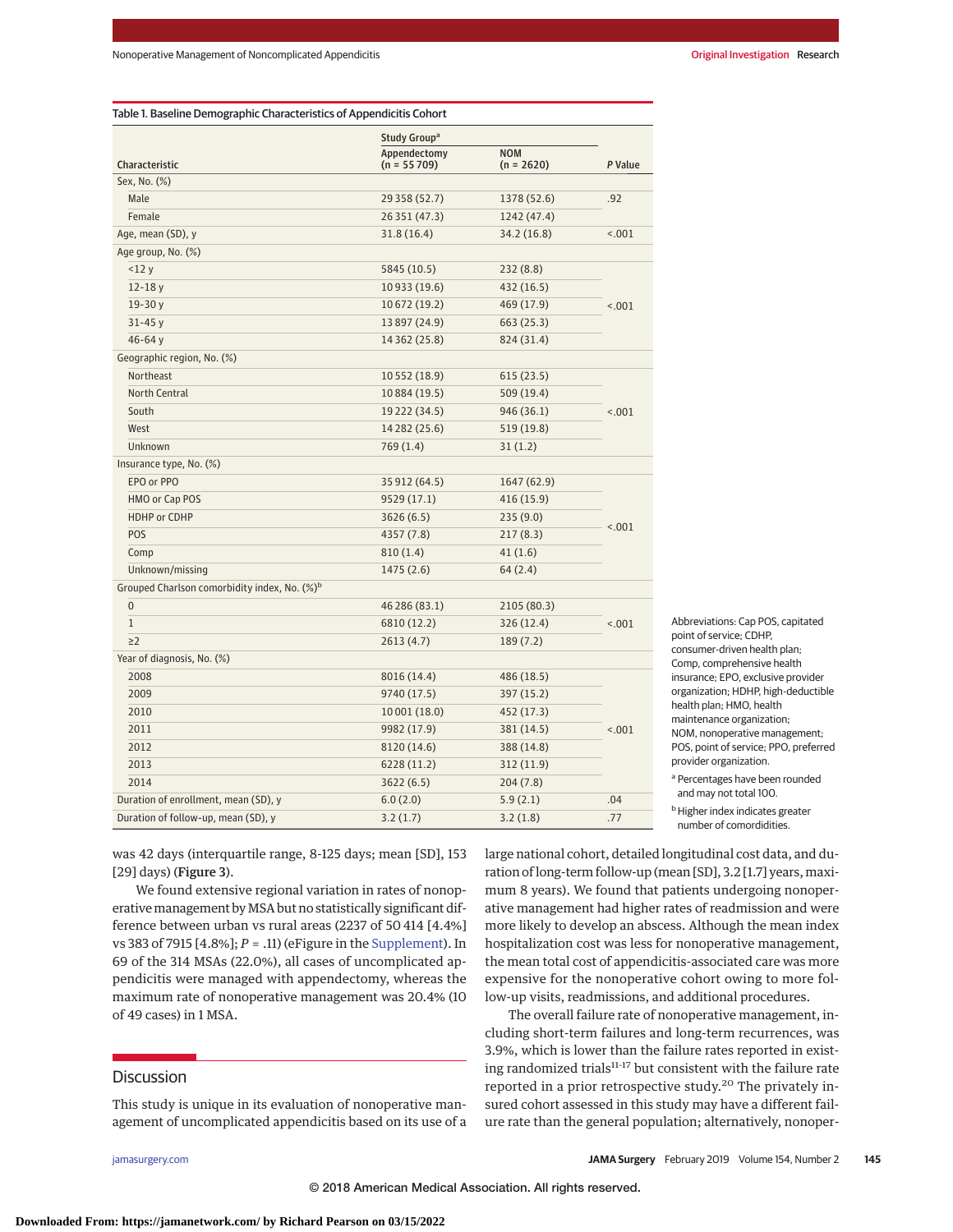Table 1. Baseline Demographic Characteristics of Appendicitis Cohort

| Characteristic | Study Group[a] | | P Value |
|---|---|---|---|
| | Appendectomy (n = 55 709) | NOM (n = 2620) | |
| Sex, No. (%) | | | |
| Male | 29 358 (52.7) | 1378 (52.6) | .92 |
| Female | 26 351 (47.3) | 1242 (47.4) | |
| Age, mean (SD), y | 31.8 (16.4) | 34.2 (16.8) | <.001 |
| Age group, No. (%) | | | |
| <12 y | 5845 (10.5) | 232 (8.8) | <.001 |
| 12-18 y | 10 933 (19.6) | 432 (16.5) | |
| 19-30 y | 10 672 (19.2) | 469 (17.9) | |
| 31-45 y | 13 897 (24.9) | 663 (25.3) | |
| 46-64 y | 14 362 (25.8) | 824 (31.4) | |
| Geographic region, No. (%) | | | |
| Northeast | 10 552 (18.9) | 615 (23.5) | <.001 |
| North Central | 10 884 (19.5) | 509 (19.4) | |
| South | 19 222 (34.5) | 946 (36.1) | |
| West | 14 282 (25.6) | 519 (19.8) | |
| Unknown | 769 (1.4) | 31 (1.2) | |
| Insurance type, No. (%) | | | |
| EPO or PPO | 35 912 (64.5) | 1647 (62.9) | <.001 |
| HMO or Cap POS | 9529 (17.1) | 416 (15.9) | |
| HDHP or CDHP | 3626 (6.5) | 235 (9.0) | |
| POS | 4357 (7.8) | 217 (8.3) | |
| Comp | 810 (1.4) | 41 (1.6) | |
| Unknown/missing | 1475 (2.6) | 64 (2.4) | |
| Grouped Charlson comorbidity index, No. (%)[b] | | | |
| 0 | 46 286 (83.1) | 2105 (80.3) | <.001 |
| 1 | 6810 (12.2) | 326 (12.4) | |
| ≥2 | 2613 (4.7) | 189 (7.2) | |
| Year of diagnosis, No. (%) | | | |
| 2008 | 8016 (14.4) | 486 (18.5) | <.001 |
| 2009 | 9740 (17.5) | 397 (15.2) | |
| 2010 | 10 001 (18.0) | 452 (17.3) | |
| 2011 | 9982 (17.9) | 381 (14.5) | |
| 2012 | 8120 (14.6) | 388 (14.8) | |
| 2013 | 6228 (11.2) | 312 (11.9) | |
| 2014 | 3622 (6.5) | 204 (7.8) | |
| Duration of enrollment, mean (SD), y | 6.0 (2.0) | 5.9 (2.1) | .04 |
| Duration of follow-up, mean (SD), y | 3.2 (1.7) | 3.2 (1.8) | .77 |

Abbreviations: Cap POS, capitated point of service; CDHP, consumer-driven health plan; Comp, comprehensive health insurance; EPO, exclusive provider organization; HDHP, high-deductible health plan; HMO, health maintenance organization; NOM, nonoperative management; POS, point of service; PPO, preferred provider organization.

[a] Percentages have been rounded and may not total 100.

[b] Higher index indicates greater number of comordidities.

was 42 days (interquartile range, 8-125 days; mean [SD], 153 [29] days) (**Figure 3**).

We found extensive regional variation in rates of nonoperative management by MSA but no statistically significant difference between urban vs rural areas (2237 of 50 414 [4.4%] vs 383 of 7915 [4.8%]; $P = .11$) (eFigure in the Supplement). In 69 of the 314 MSAs (22.0%), all cases of uncomplicated appendicitis were managed with appendectomy, whereas the maximum rate of nonoperative management was 20.4% (10 of 49 cases) in 1 MSA.

## Discussion

This study is unique in its evaluation of nonoperative management of uncomplicated appendicitis based on its use of a large national cohort, detailed longitudinal cost data, and duration of long-term follow-up (mean [SD], 3.2 [1.7] years, maximum 8 years). We found that patients undergoing nonoperative management had higher rates of readmission and were more likely to develop an abscess. Although the mean index hospitalization cost was less for nonoperative management, the mean total cost of appendicitis-associated care was more expensive for the nonoperative cohort owing to more follow-up visits, readmissions, and additional procedures.

The overall failure rate of nonoperative management, including short-term failures and long-term recurrences, was 3.9%, which is lower than the failure rates reported in existing randomized trials[11-17] but consistent with the failure rate reported in a prior retrospective study.[20] The privately insured cohort assessed in this study may have a different failure rate than the general population; alternatively, nonoper-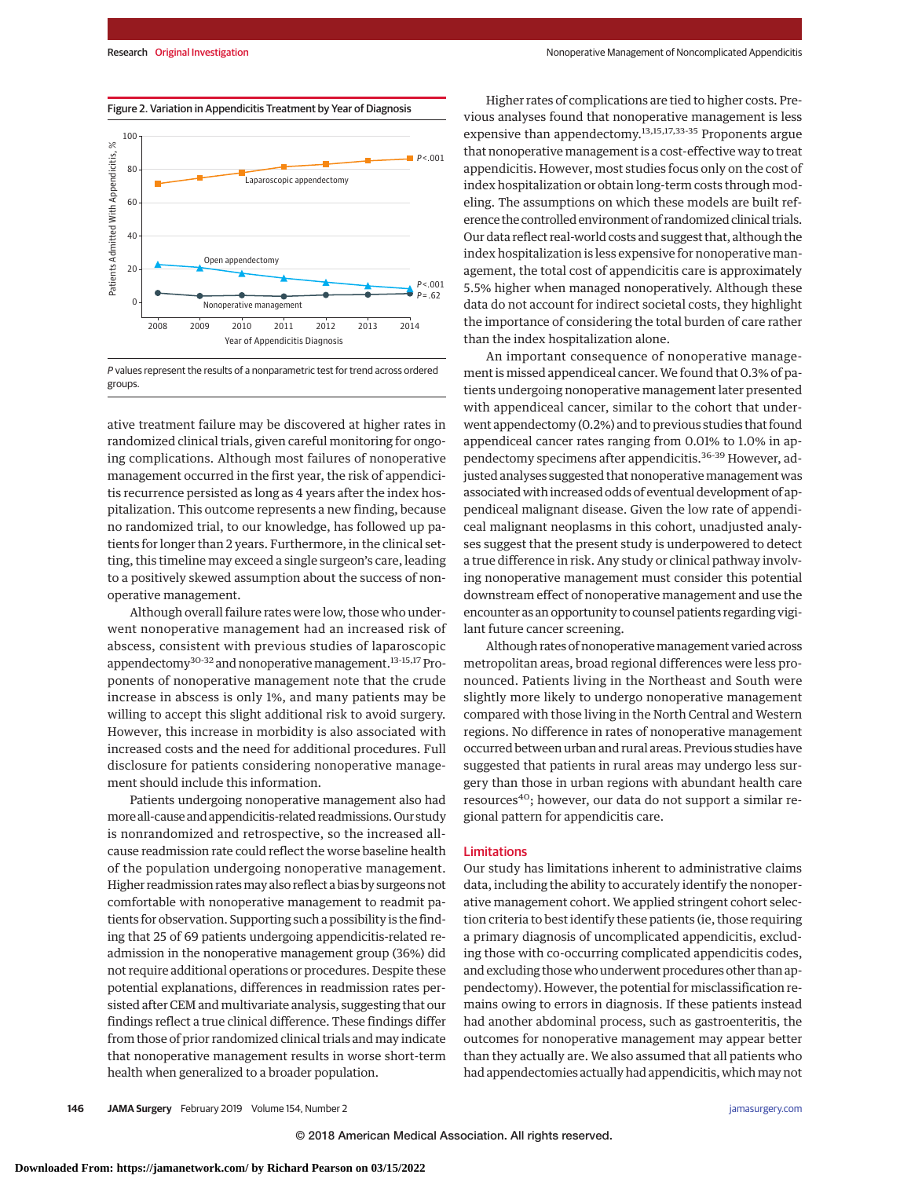Figure 2. Variation in Appendicitis Treatment by Year of Diagnosis

*P* values represent the results of a nonparametric test for trend across ordered groups.

ative treatment failure may be discovered at higher rates in randomized clinical trials, given careful monitoring for ongoing complications. Although most failures of nonoperative management occurred in the first year, the risk of appendicitis recurrence persisted as long as 4 years after the index hospitalization. This outcome represents a new finding, because no randomized trial, to our knowledge, has followed up patients for longer than 2 years. Furthermore, in the clinical setting, this timeline may exceed a single surgeon's care, leading to a positively skewed assumption about the success of nonoperative management.

Although overall failure rates were low, those who underwent nonoperative management had an increased risk of abscess, consistent with previous studies of laparoscopic appendectomy[30-32] and nonoperative management.[13-15,17] Proponents of nonoperative management note that the crude increase in abscess is only 1%, and many patients may be willing to accept this slight additional risk to avoid surgery. However, this increase in morbidity is also associated with increased costs and the need for additional procedures. Full disclosure for patients considering nonoperative management should include this information.

Patients undergoing nonoperative management also had more all-cause and appendicitis-related readmissions. Our study is nonrandomized and retrospective, so the increased all-cause readmission rate could reflect the worse baseline health of the population undergoing nonoperative management. Higher readmission rates may also reflect a bias by surgeons not comfortable with nonoperative management to readmit patients for observation. Supporting such a possibility is the finding that 25 of 69 patients undergoing appendicitis-related readmission in the nonoperative management group (36%) did not require additional operations or procedures. Despite these potential explanations, differences in readmission rates persisted after CEM and multivariate analysis, suggesting that our findings reflect a true clinical difference. These findings differ from those of prior randomized clinical trials and may indicate that nonoperative management results in worse short-term health when generalized to a broader population.

Higher rates of complications are tied to higher costs. Previous analyses found that nonoperative management is less expensive than appendectomy.[13,15,17,33-35] Proponents argue that nonoperative management is a cost-effective way to treat appendicitis. However, most studies focus only on the cost of index hospitalization or obtain long-term costs through modeling. The assumptions on which these models are built reference the controlled environment of randomized clinical trials. Our data reflect real-world costs and suggest that, although the index hospitalization is less expensive for nonoperative management, the total cost of appendicitis care is approximately 5.5% higher when managed nonoperatively. Although these data do not account for indirect societal costs, they highlight the importance of considering the total burden of care rather than the index hospitalization alone.

An important consequence of nonoperative management is missed appendiceal cancer. We found that 0.3% of patients undergoing nonoperative management later presented with appendiceal cancer, similar to the cohort that underwent appendectomy (0.2%) and to previous studies that found appendiceal cancer rates ranging from 0.01% to 1.0% in appendectomy specimens after appendicitis.[36-39] However, adjusted analyses suggested that nonoperative management was associated with increased odds of eventual development of appendiceal malignant disease. Given the low rate of appendiceal malignant neoplasms in this cohort, unadjusted analyses suggest that the present study is underpowered to detect a true difference in risk. Any study or clinical pathway involving nonoperative management must consider this potential downstream effect of nonoperative management and use the encounter as an opportunity to counsel patients regarding vigilant future cancer screening.

Although rates of nonoperative management varied across metropolitan areas, broad regional differences were less pronounced. Patients living in the Northeast and South were slightly more likely to undergo nonoperative management compared with those living in the North Central and Western regions. No difference in rates of nonoperative management occurred between urban and rural areas. Previous studies have suggested that patients in rural areas may undergo less surgery than those in urban regions with abundant health care resources[40]; however, our data do not support a similar regional pattern for appendicitis care.

## Limitations

Our study has limitations inherent to administrative claims data, including the ability to accurately identify the nonoperative management cohort. We applied stringent cohort selection criteria to best identify these patients (ie, those requiring a primary diagnosis of uncomplicated appendicitis, excluding those with co-occurring complicated appendicitis codes, and excluding those who underwent procedures other than appendectomy). However, the potential for misclassification remains owing to errors in diagnosis. If these patients instead had another abdominal process, such as gastroenteritis, the outcomes for nonoperative management may appear better than they actually are. We also assumed that all patients who had appendectomies actually had appendicitis, which may not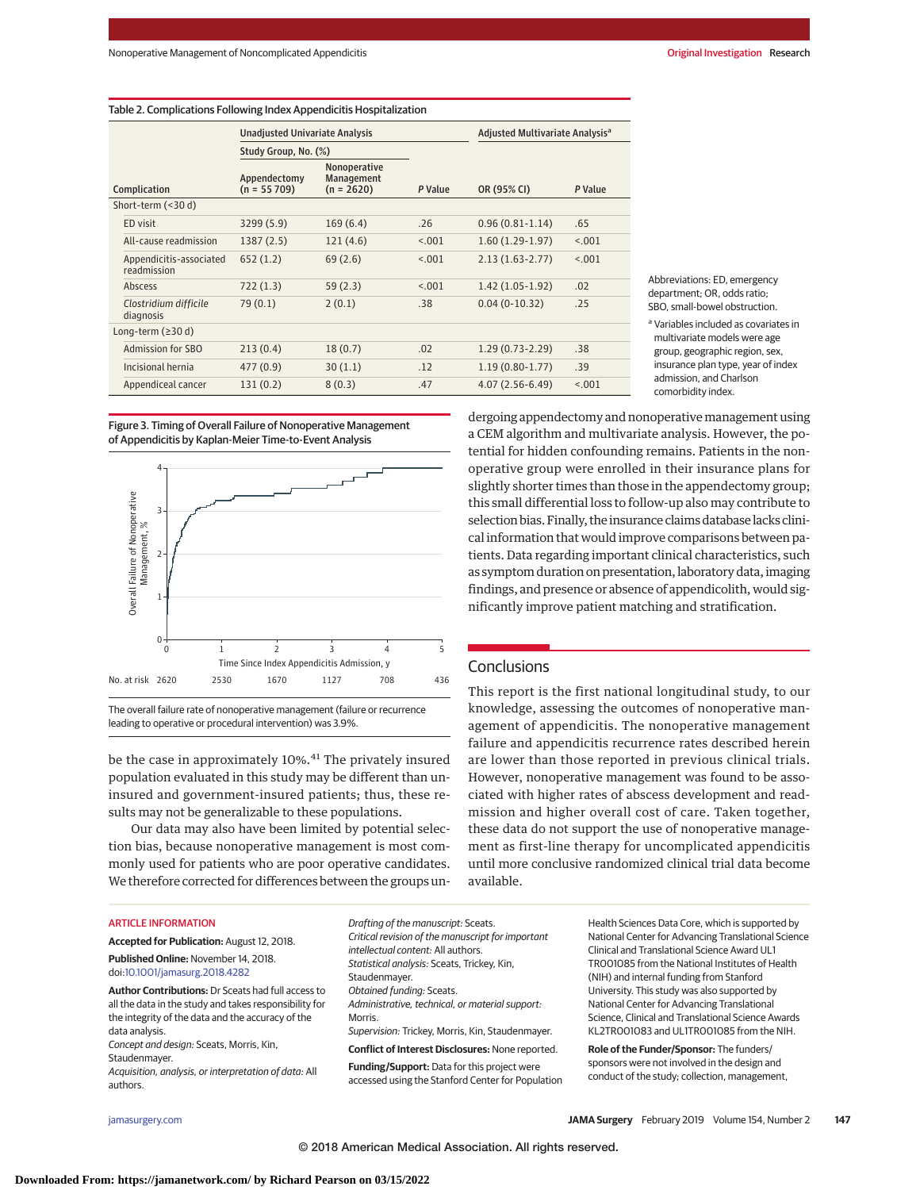Table 2. Complications Following Index Appendicitis Hospitalization

| Complication | Unadjusted Univariate Analysis | | | Adjusted Multivariate Analysis[a] | |
|---|---|---|---|---|---|
| | Study Group, No. (%) | | | | |
| | Appendectomy (n = 55 709) | Nonoperative Management (n = 2620) | P Value | OR (95% CI) | P Value |
| Short-term (<30 d) | | | | | |
| ED visit | 3299 (5.9) | 169 (6.4) | .26 | 0.96 (0.81-1.14) | .65 |
| All-cause readmission | 1387 (2.5) | 121 (4.6) | <.001 | 1.60 (1.29-1.97) | <.001 |
| Appendicitis-associated readmission | 652 (1.2) | 69 (2.6) | <.001 | 2.13 (1.63-2.77) | <.001 |
| Abscess | 722 (1.3) | 59 (2.3) | <.001 | 1.42 (1.05-1.92) | .02 |
| *Clostridium difficile* diagnosis | 79 (0.1) | 2 (0.1) | .38 | 0.04 (0-10.32) | .25 |
| Long-term (≥30 d) | | | | | |
| Admission for SBO | 213 (0.4) | 18 (0.7) | .02 | 1.29 (0.73-2.29) | .38 |
| Incisional hernia | 477 (0.9) | 30 (1.1) | .12 | 1.19 (0.80-1.77) | .39 |
| Appendiceal cancer | 131 (0.2) | 8 (0.3) | .47 | 4.07 (2.56-6.49) | <.001 |

Abbreviations: ED, emergency department; OR, odds ratio; SBO, small-bowel obstruction.

[a] Variables included as covariates in multivariate models were age group, geographic region, sex, insurance plan type, year of index admission, and Charlson comorbidity index.

Figure 3. Timing of Overall Failure of Nonoperative Management of Appendicitis by Kaplan-Meier Time-to-Event Analysis

| Time Since Index Appendicitis Admission, y | 0 | 1 | 2 | 3 | 4 | 5 |
|---|---|---|---|---|---|---|
| No. at risk | 2620 | 2530 | 1670 | 1127 | 708 | 436 |

The overall failure rate of nonoperative management (failure or recurrence leading to operative or procedural intervention) was 3.9%.

be the case in approximately 10%.[41] The privately insured population evaluated in this study may be different than uninsured and government-insured patients; thus, these results may not be generalizable to these populations.

Our data may also have been limited by potential selection bias, because nonoperative management is most commonly used for patients who are poor operative candidates. We therefore corrected for differences between the groups undergoing appendectomy and nonoperative management using a CEM algorithm and multivariate analysis. However, the potential for hidden confounding remains. Patients in the nonoperative group were enrolled in their insurance plans for slightly shorter times than those in the appendectomy group; this small differential loss to follow-up also may contribute to selection bias. Finally, the insurance claims database lacks clinical information that would improve comparisons between patients. Data regarding important clinical characteristics, such as symptom duration on presentation, laboratory data, imaging findings, and presence or absence of appendicolith, would significantly improve patient matching and stratification.

## Conclusions

This report is the first national longitudinal study, to our knowledge, assessing the outcomes of nonoperative management of appendicitis. The nonoperative management failure and appendicitis recurrence rates described herein are lower than those reported in previous clinical trials. However, nonoperative management was found to be associated with higher rates of abscess development and readmission and higher overall cost of care. Taken together, these data do not support the use of nonoperative management as first-line therapy for uncomplicated appendicitis until more conclusive randomized clinical trial data become available.

ARTICLE INFORMATION

**Accepted for Publication:** August 12, 2018.

**Published Online:** November 14, 2018. doi:10.1001/jamasurg.2018.4282

**Author Contributions:** Dr Sceats had full access to all the data in the study and takes responsibility for the integrity of the data and the accuracy of the data analysis.
*Concept and design:* Sceats, Morris, Kin, Staudenmayer.
*Acquisition, analysis, or interpretation of data:* All authors.
*Drafting of the manuscript:* Sceats.
*Critical revision of the manuscript for important intellectual content:* All authors.
*Statistical analysis:* Sceats, Trickey, Kin, Staudenmayer.
*Obtained funding:* Sceats.
*Administrative, technical, or material support:* Morris.
*Supervision:* Trickey, Morris, Kin, Staudenmayer.

**Conflict of Interest Disclosures:** None reported.

**Funding/Support:** Data for this project were accessed using the Stanford Center for Population Health Sciences Data Core, which is supported by National Center for Advancing Translational Science Clinical and Translational Science Award UL1 TR001085 from the National Institutes of Health (NIH) and internal funding from Stanford University. This study was also supported by National Center for Advancing Translational Science, Clinical and Translational Science Awards KL2TR001083 and UL1TR001085 from the NIH.

**Role of the Funder/Sponsor:** The funders/sponsors were not involved in the design and conduct of the study; collection, management,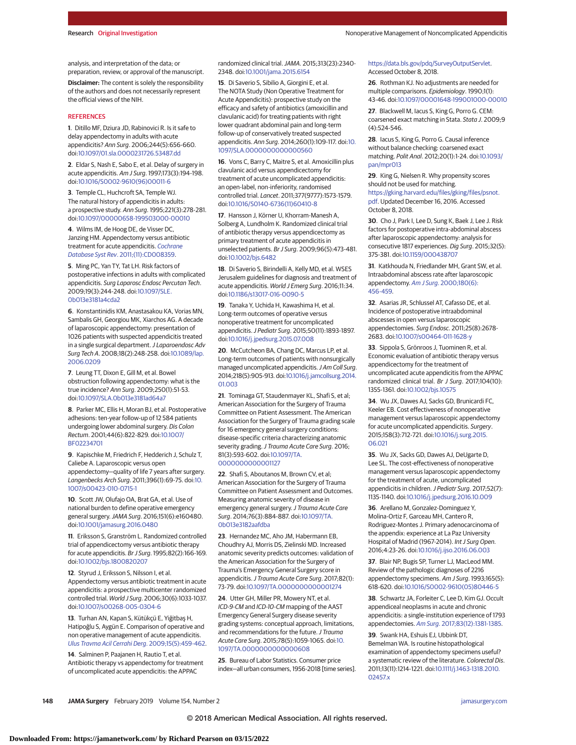analysis, and interpretation of the data; or preparation, review, or approval of the manuscript.

**Disclaimer:** The content is solely the responsibility of the authors and does not necessarily represent the official views of the NIH.

## REFERENCES

1. Ditillo MF, Dziura JD, Rabinovici R. Is it safe to delay appendectomy in adults with acute appendicitis? *Ann Surg*. 2006;244(5):656-660. doi:10.1097/01.sla.0000231726.53487.dd

2. Eldar S, Nash E, Sabo E, et al. Delay of surgery in acute appendicitis. *Am J Surg*. 1997;173(3):194-198. doi:10.1016/S0002-9610(96)00011-6

3. Temple CL, Huchcroft SA, Temple WJ. The natural history of appendicitis in adults: a prospective study. *Ann Surg*. 1995;221(3):278-281. doi:10.1097/00000658-199503000-00010

4. Wilms IM, de Hoog DE, de Visser DC, Janzing HM. Appendectomy versus antibiotic treatment for acute appendicitis. *Cochrane Database Syst Rev*. 2011;(11):CD008359.

5. Ming PC, Yan TY, Tat LH. Risk factors of postoperative infections in adults with complicated appendicitis. *Surg Laparosc Endosc Percutan Tech*. 2009;19(3):244-248. doi:10.1097/SLE.0b013e3181a4cda2

6. Konstantinidis KM, Anastasakou KA, Vorias MN, Sambalis GH, Georgiou MK, Xiarchos AG. A decade of laparoscopic appendectomy: presentation of 1026 patients with suspected appendicitis treated in a single surgical department. *J Laparoendosc Adv Surg Tech A*. 2008;18(2):248-258. doi:10.1089/lap.2006.0209

7. Leung TT, Dixon E, Gill M, et al. Bowel obstruction following appendectomy: what is the true incidence? *Ann Surg*. 2009;250(1):51-53. doi:10.1097/SLA.0b013e3181ad64a7

8. Parker MC, Ellis H, Moran BJ, et al. Postoperative adhesions: ten-year follow-up of 12 584 patients undergoing lower abdominal surgery. *Dis Colon Rectum*. 2001;44(6):822-829. doi:10.1007/BF02234701

9. Kapischke M, Friedrich F, Hedderich J, Schulz T, Caliebe A. Laparoscopic versus open appendectomy—quality of life 7 years after surgery. *Langenbecks Arch Surg*. 2011;396(1):69-75. doi:10.1007/s00423-010-0715-1

10. Scott JW, Olufajo OA, Brat GA, et al. Use of national burden to define operative emergency general surgery. *JAMA Surg*. 2016;151(6):e160480. doi:10.1001/jamasurg.2016.0480

11. Eriksson S, Granström L. Randomized controlled trial of appendicectomy versus antibiotic therapy for acute appendicitis. *Br J Surg*. 1995;82(2):166-169. doi:10.1002/bjs.1800820207

12. Styrud J, Eriksson S, Nilsson I, et al. Appendectomy versus antibiotic treatment in acute appendicitis: a prospective multicenter randomized controlled trial. *World J Surg*. 2006;30(6):1033-1037. doi:10.1007/s00268-005-0304-6

13. Turhan AN, Kapan S, Kütükçü E, Yiğitbaş H, Hatipoğlu S, Aygün E. Comparison of operative and non operative management of acute appendicitis. *Ulus Travma Acil Cerrahi Derg*. 2009;15(5):459-462.

14. Salminen P, Paajanen H, Rautio T, et al. Antibiotic therapy vs appendectomy for treatment of uncomplicated acute appendicitis: the APPAC randomized clinical trial. *JAMA*. 2015;313(23):2340-2348. doi:10.1001/jama.2015.6154

15. Di Saverio S, Sibilio A, Giorgini E, et al. The NOTA Study (Non Operative Treatment for Acute Appendicitis): prospective study on the efficacy and safety of antibiotics (amoxicillin and clavulanic acid) for treating patients with right lower quadrant abdominal pain and long-term follow-up of conservatively treated suspected appendicitis. *Ann Surg*. 2014;260(1):109-117. doi:10.1097/SLA.0000000000000560

16. Vons C, Barry C, Maitre S, et al. Amoxicillin plus clavulanic acid versus appendicectomy for treatment of acute uncomplicated appendicitis: an open-label, non-inferiority, randomised controlled trial. *Lancet*. 2011;377(9777):1573-1579. doi:10.1016/S0140-6736(11)60410-8

17. Hansson J, Körner U, Khorram-Manesh A, Solberg A, Lundholm K. Randomized clinical trial of antibiotic therapy versus appendicectomy as primary treatment of acute appendicitis in unselected patients. *Br J Surg*. 2009;96(5):473-481. doi:10.1002/bjs.6482

18. Di Saverio S, Birindelli A, Kelly MD, et al. WSES Jerusalem guidelines for diagnosis and treatment of acute appendicitis. *World J Emerg Surg*. 2016;11:34. doi:10.1186/s13017-016-0090-5

19. Tanaka Y, Uchida H, Kawashima H, et al. Long-term outcomes of operative versus nonoperative treatment for uncomplicated appendicitis. *J Pediatr Surg*. 2015;50(11):1893-1897. doi:10.1016/j.jpedsurg.2015.07.008

20. McCutcheon BA, Chang DC, Marcus LP, et al. Long-term outcomes of patients with nonsurgically managed uncomplicated appendicitis. *J Am Coll Surg*. 2014;218(5):905-913. doi:10.1016/j.jamcollsurg.2014.01.003

21. Tominaga GT, Staudenmayer KL, Shafi S, et al; American Association for the Surgery of Trauma Committee on Patient Assessment. The American Association for the Surgery of Trauma grading scale for 16 emergency general surgery conditions: disease-specific criteria characterizing anatomic severity grading. *J Trauma Acute Care Surg*. 2016;81(3):593-602. doi:10.1097/TA.0000000000001127

22. Shafi S, Aboutanos M, Brown CV, et al; American Association for the Surgery of Trauma Committee on Patient Assessment and Outcomes. Measuring anatomic severity of disease in emergency general surgery. *J Trauma Acute Care Surg*. 2014;76(3):884-887. doi:10.1097/TA.0b013e3182aafdba

23. Hernandez MC, Aho JM, Habermann EB, Choudhry AJ, Morris DS, Zielinski MD. Increased anatomic severity predicts outcomes: validation of the American Association for the Surgery of Trauma's Emergency General Surgery score in appendicitis. *J Trauma Acute Care Surg*. 2017;82(1):73-79. doi:10.1097/TA.0000000000001274

24. Utter GH, Miller PR, Mowery NT, et al. *ICD-9-CM* and *ICD-10-CM* mapping of the AAST Emergency General Surgery disease severity grading systems: conceptual approach, limitations, and recommendations for the future. *J Trauma Acute Care Surg*. 2015;78(5):1059-1065. doi:10.1097/TA.0000000000000608

25. Bureau of Labor Statistics. Consumer price index—all urban consumers, 1956-2018 [time series]. https://data.bls.gov/pdq/SurveyOutputServlet. Accessed October 8, 2018.

26. Rothman KJ. No adjustments are needed for multiple comparisons. *Epidemiology*. 1990;1(1):43-46. doi:10.1097/00001648-199001000-00010

27. Blackwell M, Iacus S, King G, Porro G. CEM: coarsened exact matching in Stata. *Stata J*. 2009;9(4):524-546.

28. Iacus S, King G, Porro G. Causal inference without balance checking: coarsened exact matching. *Polit Anal*. 2012;20(1):1-24. doi:10.1093/pan/mpr013

29. King G, Nielsen R. Why propensity scores should not be used for matching. https://gking.harvard.edu/files/gking/files/psnot.pdf. Updated December 16, 2016. Accessed October 8, 2018.

30. Cho J, Park I, Lee D, Sung K, Baek J, Lee J. Risk factors for postoperative intra-abdominal abscess after laparoscopic appendectomy: analysis for consecutive 1817 experiences. *Dig Surg*. 2015;32(5):375-381. doi:10.1159/000438707

31. Katkhouda N, Friedlander MH, Grant SW, et al. Intraabdominal abscess rate after laparoscopic appendectomy. *Am J Surg*. 2000;180(6):456-459.

32. Asarias JR, Schlussel AT, Cafasso DE, et al. Incidence of postoperative intraabdominal abscesses in open versus laparoscopic appendectomies. *Surg Endosc*. 2011;25(8):2678-2683. doi:10.1007/s00464-011-1628-y

33. Sippola S, Grönroos J, Tuominen R, et al. Economic evaluation of antibiotic therapy versus appendicectomy for the treatment of uncomplicated acute appendicitis from the APPAC randomized clinical trial. *Br J Surg*. 2017;104(10):1355-1361. doi:10.1002/bjs.10575

34. Wu JX, Dawes AJ, Sacks GD, Brunicardi FC, Keeler EB. Cost effectiveness of nonoperative management versus laparoscopic appendectomy for acute uncomplicated appendicitis. *Surgery*. 2015;158(3):712-721. doi:10.1016/j.surg.2015.06.021

35. Wu JX, Sacks GD, Dawes AJ, DeUgarte D, Lee SL. The cost-effectiveness of nonoperative management versus laparoscopic appendectomy for the treatment of acute, uncomplicated appendicitis in children. *J Pediatr Surg*. 2017;52(7):1135-1140. doi:10.1016/j.jpedsurg.2016.10.009

36. Arellano M, Gonzalez-Dominguez Y, Molina-Ortiz F, Garceau MH, Cantero R, Rodriguez-Montes J. Primary adenocarcinoma of the appendix: experience at La Paz University Hospital of Madrid (1967-2014). *Int J Surg Open*. 2016;4:23-26. doi:10.1016/j.ijso.2016.06.003

37. Blair NP, Bugis SP, Turner LJ, MacLeod MM. Review of the pathologic diagnoses of 2216 appendectomy specimens. *Am J Surg*. 1993;165(5):618-620. doi:10.1016/S0002-9610(05)80446-5

38. Schwartz JA, Forleiter C, Lee D, Kim GJ. Occult appendiceal neoplasms in acute and chronic appendicitis: a single-institution experience of 1793 appendectomies. *Am Surg*. 2017;83(12):1381-1385.

39. Swank HA, Eshuis EJ, Ubbink DT, Bemelman WA. Is routine histopathological examination of appendectomy specimens useful? a systematic review of the literature. *Colorectal Dis*. 2011;13(11):1214-1221. doi:10.1111/j.1463-1318.2010.02457.x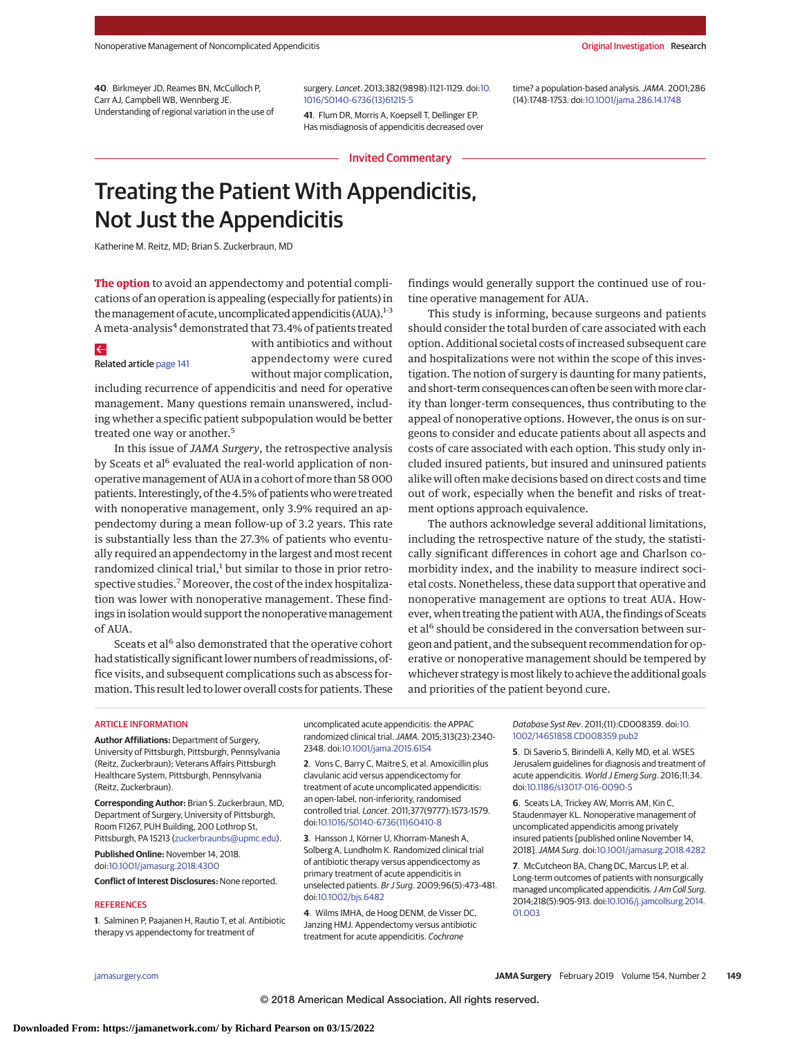40. Birkmeyer JD, Reames BN, McCulloch P, Carr AJ, Campbell WB, Wennberg JE. Understanding of regional variation in the use of surgery. *Lancet*. 2013;382(9898):1121-1129. doi:10.1016/S0140-6736(13)61215-5

41. Flum DR, Morris A, Koepsell T, Dellinger EP. Has misdiagnosis of appendicitis decreased over time? a population-based analysis. *JAMA*. 2001;286(14):1748-1753. doi:10.1001/jama.286.14.1748

Invited Commentary

# Treating the Patient With Appendicitis, Not Just the Appendicitis

Katherine M. Reitz, MD; Brian S. Zuckerbraun, MD

**The option** to avoid an appendectomy and potential complications of an operation is appealing (especially for patients) in the management of acute, uncomplicated appendicitis (AUA).[1-3] A meta-analysis[4] demonstrated that 73.4% of patients treated with antibiotics and without appendectomy were cured without major complication, including recurrence of appendicitis and need for operative management. Many questions remain unanswered, including whether a specific patient subpopulation would be better treated one way or another.[5]

Related article page 141

In this issue of *JAMA Surgery*, the retrospective analysis by Sceats et al[6] evaluated the real-world application of nonoperative management of AUA in a cohort of more than 58 000 patients. Interestingly, of the 4.5% of patients who were treated with nonoperative management, only 3.9% required an appendectomy during a mean follow-up of 3.2 years. This rate is substantially less than the 27.3% of patients who eventually required an appendectomy in the largest and most recent randomized clinical trial,[1] but similar to those in prior retrospective studies.[7] Moreover, the cost of the index hospitalization was lower with nonoperative management. These findings in isolation would support the nonoperative management of AUA.

Sceats et al[6] also demonstrated that the operative cohort had statistically significant lower numbers of readmissions, office visits, and subsequent complications such as abscess formation. This result led to lower overall costs for patients. These findings would generally support the continued use of routine operative management for AUA.

This study is informing, because surgeons and patients should consider the total burden of care associated with each option. Additional societal costs of increased subsequent care and hospitalizations were not within the scope of this investigation. The notion of surgery is daunting for many patients, and short-term consequences can often be seen with more clarity than longer-term consequences, thus contributing to the appeal of nonoperative options. However, the onus is on surgeons to consider and educate patients about all aspects and costs of care associated with each option. This study only included insured patients, but insured and uninsured patients alike will often make decisions based on direct costs and time out of work, especially when the benefit and risks of treatment options approach equivalence.

The authors acknowledge several additional limitations, including the retrospective nature of the study, the statistically significant differences in cohort age and Charlson comorbidity index, and the inability to measure indirect societal costs. Nonetheless, these data support that operative and nonoperative management are options to treat AUA. However, when treating the patient with AUA, the findings of Sceats et al[6] should be considered in the conversation between surgeon and patient, and the subsequent recommendation for operative or nonoperative management should be tempered by whichever strategy is most likely to achieve the additional goals and priorities of the patient beyond cure.

ARTICLE INFORMATION

**Author Affiliations:** Department of Surgery, University of Pittsburgh, Pittsburgh, Pennsylvania (Reitz, Zuckerbraun); Veterans Affairs Pittsburgh Healthcare System, Pittsburgh, Pennsylvania (Reitz, Zuckerbraun).

**Corresponding Author:** Brian S. Zuckerbraun, MD, Department of Surgery, University of Pittsburgh, Room F1267, PUH Building, 200 Lothrop St, Pittsburgh, PA 15213 (zuckerbraunbs@upmc.edu).

**Published Online:** November 14, 2018. doi:10.1001/jamasurg.2018.4300

**Conflict of Interest Disclosures:** None reported.

REFERENCES

1. Salminen P, Paajanen H, Rautio T, et al. Antibiotic therapy vs appendectomy for treatment of uncomplicated acute appendicitis: the APPAC randomized clinical trial. *JAMA*. 2015;313(23):2340-2348. doi:10.1001/jama.2015.6154

2. Vons C, Barry C, Maitre S, et al. Amoxicillin plus clavulanic acid versus appendicectomy for treatment of acute uncomplicated appendicitis: an open-label, non-inferiority, randomised controlled trial. *Lancet*. 2011;377(9777):1573-1579. doi:10.1016/S0140-6736(11)60410-8

3. Hansson J, Körner U, Khorram-Manesh A, Solberg A, Lundholm K. Randomized clinical trial of antibiotic therapy versus appendicectomy as primary treatment of acute appendicitis in unselected patients. *Br J Surg*. 2009;96(5):473-481. doi:10.1002/bjs.6482

4. Wilms IMHA, de Hoog DENM, de Visser DC, Janzing HMJ. Appendectomy versus antibiotic treatment for acute appendicitis. *Cochrane Database Syst Rev*. 2011;(11):CD008359. doi:10.1002/14651858.CD008359.pub2

5. Di Saverio S, Birindelli A, Kelly MD, et al. WSES Jerusalem guidelines for diagnosis and treatment of acute appendicitis. *World J Emerg Surg*. 2016;11:34. doi:10.1186/s13017-016-0090-5

6. Sceats LA, Trickey AW, Morris AM, Kin C, Staudenmayer KL. Nonoperative management of uncomplicated appendicitis among privately insured patients [published online November 14, 2018]. *JAMA Surg*. doi:10.1001/jamasurg.2018.4282

7. McCutcheon BA, Chang DC, Marcus LP, et al. Long-term outcomes of patients with nonsurgically managed uncomplicated appendicitis. *J Am Coll Surg*. 2014;218(5):905-913. doi:10.1016/j.jamcollsurg.2014.01.003